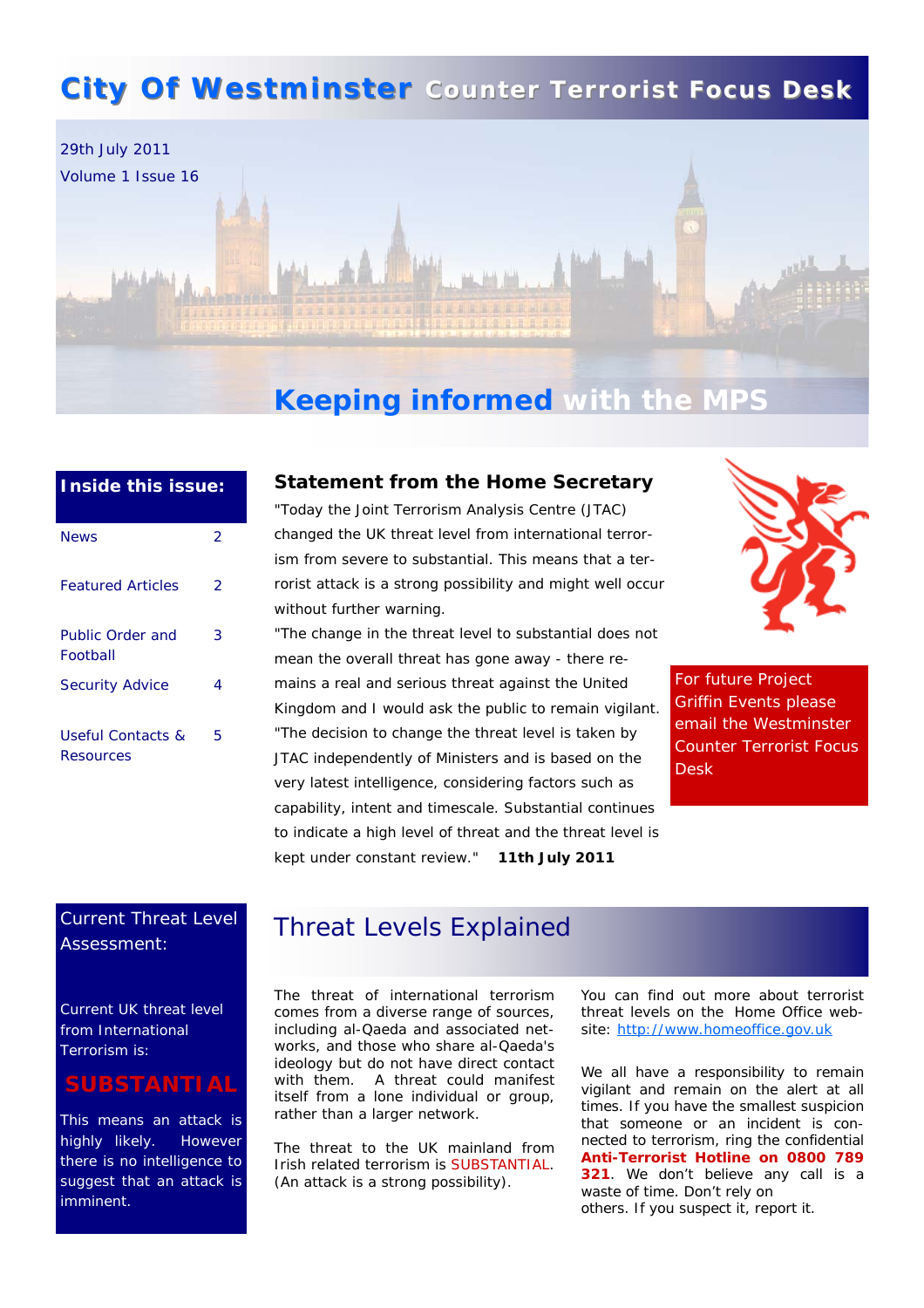# City Of Westminster Counter Terrorist Focus Desk

29th July 2011
Volume 1 Issue 16

## Keeping informed with the MPS

**Inside this issue:**

| | |
|---|---|
| News | 2 |
| Featured Articles | 2 |
| Public Order and Football | 3 |
| Security Advice | 4 |
| Useful Contacts & Resources | 5 |

### Statement from the Home Secretary

"Today the Joint Terrorism Analysis Centre (JTAC) changed the UK threat level from international terrorism from severe to substantial. This means that a terrorist attack is a strong possibility and might well occur without further warning.

"The change in the threat level to substantial does not mean the overall threat has gone away - there remains a real and serious threat against the United Kingdom and I would ask the public to remain vigilant.

"The decision to change the threat level is taken by JTAC independently of Ministers and is based on the very latest intelligence, considering factors such as capability, intent and timescale. Substantial continues to indicate a high level of threat and the threat level is kept under constant review." **11th July 2011**

For future Project Griffin Events please email the Westminster Counter Terrorist Focus Desk

Current Threat Level Assessment:

Current UK threat level from International Terrorism is:

**SUBSTANTIAL**

This means an attack is highly likely. However there is no intelligence to suggest that an attack is imminent.

## Threat Levels Explained

The threat of international terrorism comes from a diverse range of sources, including al-Qaeda and associated networks, and those who share al-Qaeda's ideology but do not have direct contact with them. A threat could manifest itself from a lone individual or group, rather than a larger network.

The threat to the UK mainland from Irish related terrorism is SUBSTANTIAL. (An attack is a strong possibility).

You can find out more about terrorist threat levels on the Home Office website: http://www.homeoffice.gov.uk

We all have a responsibility to remain vigilant and remain on the alert at all times. If you have the smallest suspicion that someone or an incident is connected to terrorism, ring the confidential **Anti-Terrorist Hotline on 0800 789 321**. We don't believe any call is a waste of time. Don't rely on others. If you suspect it, report it.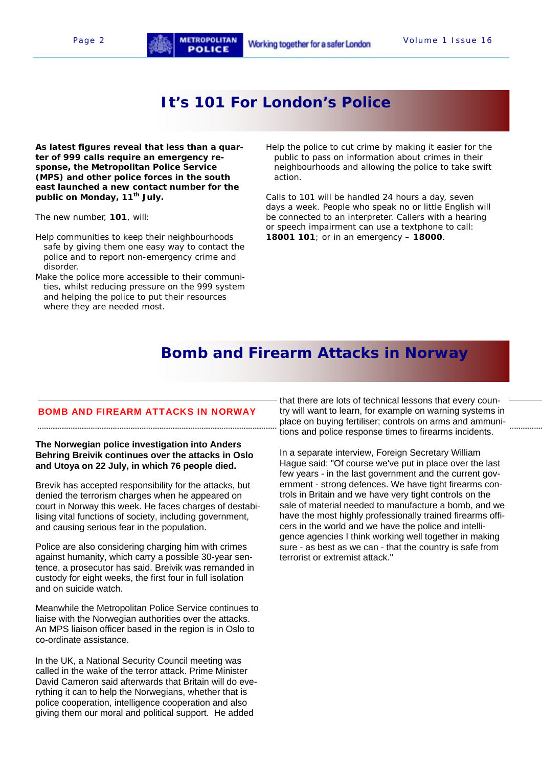# It's 101 For London's Police

**As latest figures reveal that less than a quarter of 999 calls require an emergency response, the Metropolitan Police Service (MPS) and other police forces in the south east launched a new contact number for the public on Monday, 11th July.**

The new number, **101**, will:

- Help communities to keep their neighbourhoods safe by giving them one easy way to contact the police and to report non-emergency crime and disorder.
- Make the police more accessible to their communities, whilst reducing pressure on the 999 system and helping the police to put their resources where they are needed most.
- Help the police to cut crime by making it easier for the public to pass on information about crimes in their neighbourhoods and allowing the police to take swift action.

Calls to 101 will be handled 24 hours a day, seven days a week. People who speak no or little English will be connected to an interpreter. Callers with a hearing or speech impairment can use a textphone to call: **18001 101**; or in an emergency – **18000**.

# Bomb and Firearm Attacks in Norway

## BOMB AND FIREARM ATTACKS IN NORWAY

**The Norwegian police investigation into Anders Behring Breivik continues over the attacks in Oslo and Utoya on 22 July, in which 76 people died.**

Brevik has accepted responsibility for the attacks, but denied the terrorism charges when he appeared on court in Norway this week. He faces charges of destabilising vital functions of society, including government, and causing serious fear in the population.

Police are also considering charging him with crimes against humanity, which carry a possible 30-year sentence, a prosecutor has said. Breivik was remanded in custody for eight weeks, the first four in full isolation and on suicide watch.

Meanwhile the Metropolitan Police Service continues to liaise with the Norwegian authorities over the attacks. An MPS liaison officer based in the region is in Oslo to co-ordinate assistance.

In the UK, a National Security Council meeting was called in the wake of the terror attack. Prime Minister David Cameron said afterwards that Britain will do everything it can to help the Norwegians, whether that is police cooperation, intelligence cooperation and also giving them our moral and political support. He added that there are lots of technical lessons that every country will want to learn, for example on warning systems in place on buying fertiliser; controls on arms and ammunitions and police response times to firearms incidents.

In a separate interview, Foreign Secretary William Hague said: "Of course we've put in place over the last few years - in the last government and the current government - strong defences. We have tight firearms controls in Britain and we have very tight controls on the sale of material needed to manufacture a bomb, and we have the most highly professionally trained firearms officers in the world and we have the police and intelligence agencies I think working well together in making sure - as best as we can - that the country is safe from terrorist or extremist attack."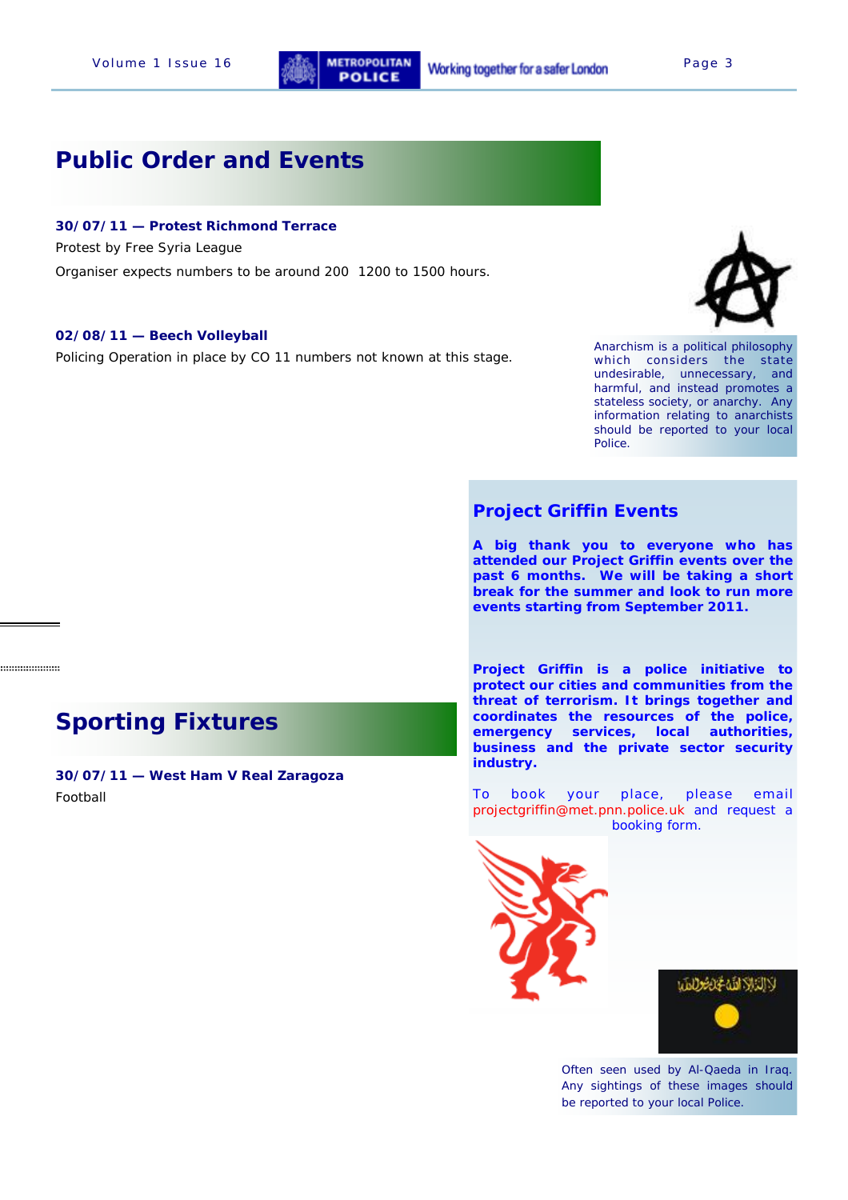## Public Order and Events

**30/07/11 — Protest Richmond Terrace**

Protest by Free Syria League

Organiser expects numbers to be around 200  1200 to 1500 hours.

**02/08/11 — Beech Volleyball**

Policing Operation in place by CO 11 numbers not known at this stage.

Anarchism is a political philosophy which considers the state undesirable, unnecessary, and harmful, and instead promotes a stateless society, or anarchy. Any information relating to anarchists should be reported to your local Police.

## Project Griffin Events

**A big thank you to everyone who has attended our Project Griffin events over the past 6 months. We will be taking a short break for the summer and look to run more events starting from September 2011.**

**Project Griffin is a police initiative to protect our cities and communities from the threat of terrorism. It brings together and coordinates the resources of the police, emergency services, local authorities, business and the private sector security industry.**

To book your place, please email projectgriffin@met.pnn.police.uk and request a booking form.

Often seen used by Al-Qaeda in Iraq. Any sightings of these images should be reported to your local Police.

## Sporting Fixtures

**30/07/11 — West Ham V Real Zaragoza**

Football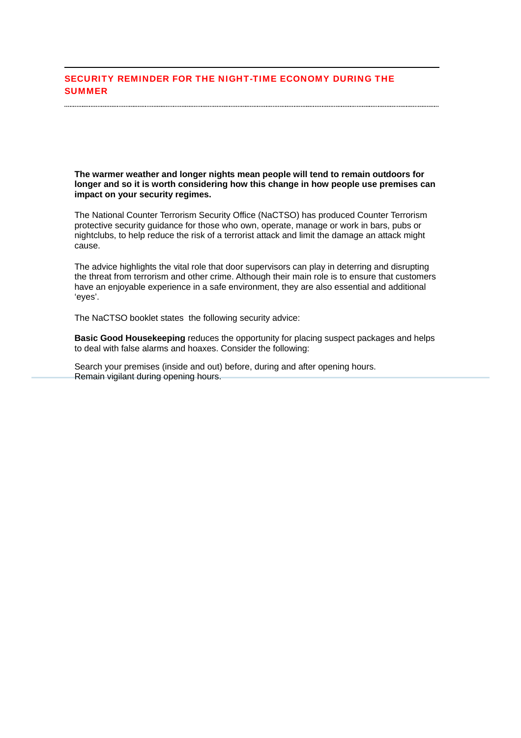## SECURITY REMINDER FOR THE NIGHT-TIME ECONOMY DURING THE SUMMER

**The warmer weather and longer nights mean people will tend to remain outdoors for longer and so it is worth considering how this change in how people use premises can impact on your security regimes.**

The National Counter Terrorism Security Office (NaCTSO) has produced Counter Terrorism protective security guidance for those who own, operate, manage or work in bars, pubs or nightclubs, to help reduce the risk of a terrorist attack and limit the damage an attack might cause.

The advice highlights the vital role that door supervisors can play in deterring and disrupting the threat from terrorism and other crime. Although their main role is to ensure that customers have an enjoyable experience in a safe environment, they are also essential and additional 'eyes'.

The NaCTSO booklet states the following security advice:

**Basic Good Housekeeping** reduces the opportunity for placing suspect packages and helps to deal with false alarms and hoaxes. Consider the following:

Search your premises (inside and out) before, during and after opening hours.
Remain vigilant during opening hours.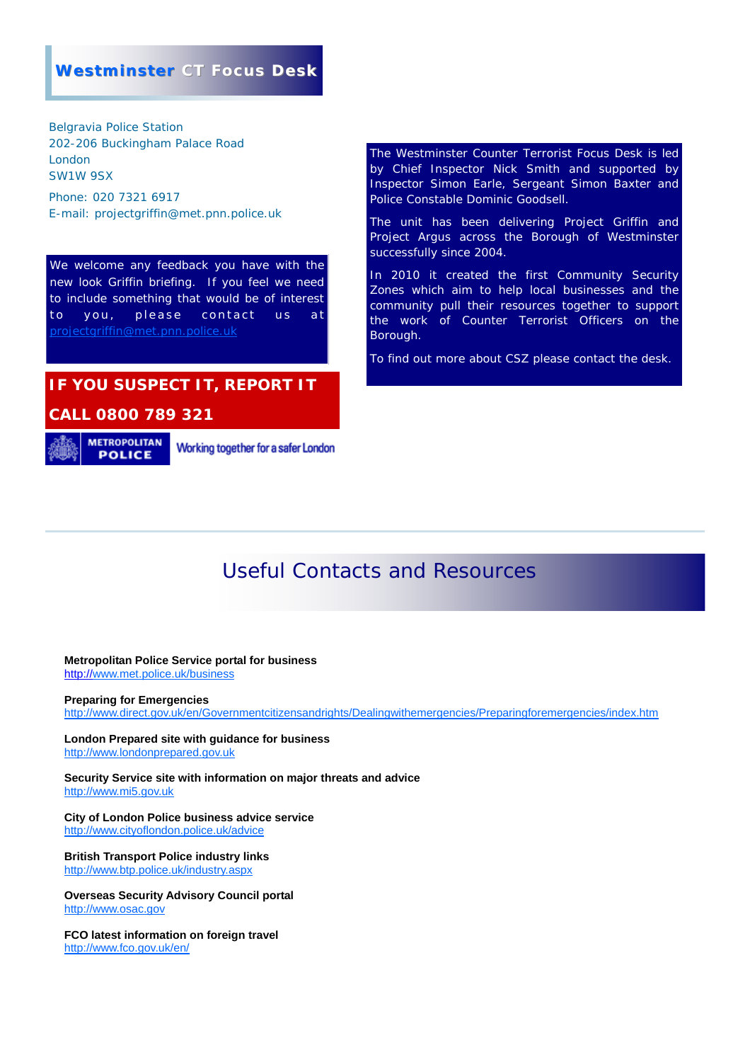## Westminster CT Focus Desk

Belgravia Police Station
202-206 Buckingham Palace Road
London
SW1W 9SX

Phone: 020 7321 6917
E-mail: projectgriffin@met.pnn.police.uk

We welcome any feedback you have with the new look Griffin briefing. If you feel we need to include something that would be of interest to you, please contact us at projectgriffin@met.pnn.police.uk

**IF YOU SUSPECT IT, REPORT IT**

**CALL 0800 789 321**

METROPOLITAN POLICE — Working together for a safer London

The Westminster Counter Terrorist Focus Desk is led by Chief Inspector Nick Smith and supported by Inspector Simon Earle, Sergeant Simon Baxter and Police Constable Dominic Goodsell.

The unit has been delivering Project Griffin and Project Argus across the Borough of Westminster successfully since 2004.

In 2010 it created the first Community Security Zones which aim to help local businesses and the community pull their resources together to support the work of Counter Terrorist Officers on the Borough.

To find out more about CSZ please contact the desk.

## Useful Contacts and Resources

**Metropolitan Police Service portal for business**
http://www.met.police.uk/business

**Preparing for Emergencies**
http://www.direct.gov.uk/en/Governmentcitizensandrights/Dealingwithemergencies/Preparingforemergencies/index.htm

**London Prepared site with guidance for business**
http://www.londonprepared.gov.uk

**Security Service site with information on major threats and advice**
http://www.mi5.gov.uk

**City of London Police business advice service**
http://www.cityoflondon.police.uk/advice

**British Transport Police industry links**
http://www.btp.police.uk/industry.aspx

**Overseas Security Advisory Council portal**
http://www.osac.gov

**FCO latest information on foreign travel**
http://www.fco.gov.uk/en/